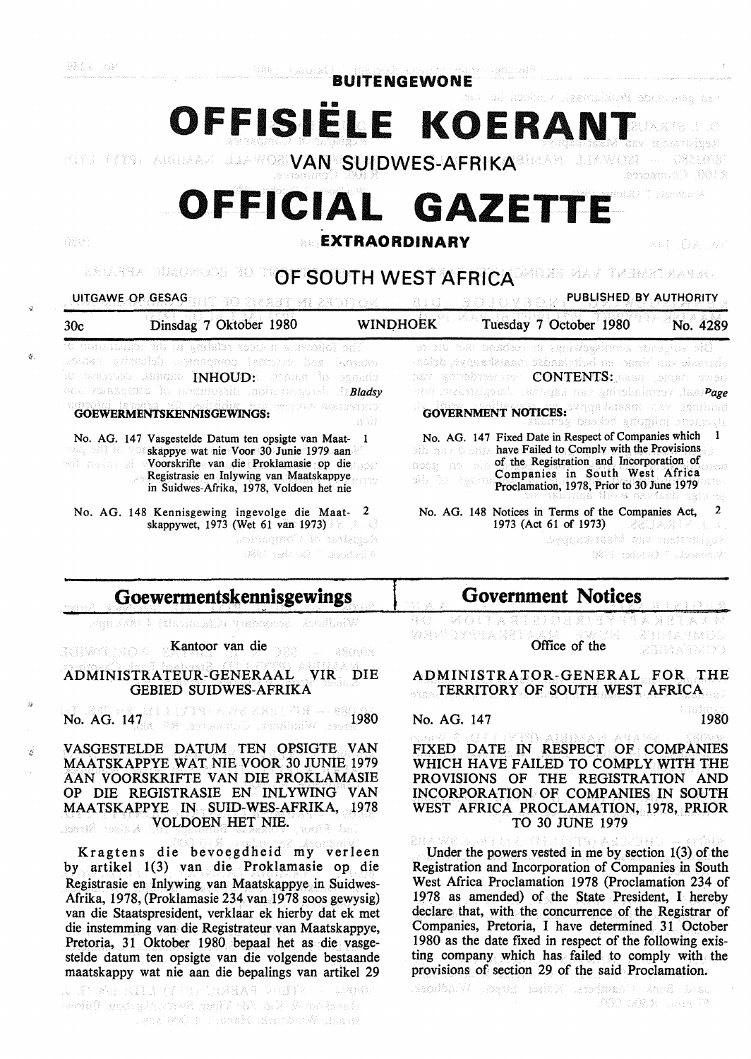# BUITENGEWONE

# OFFISIËLE KOERANT

## VAN SUIDWES-AFRIKA

# OFFICIAL GAZETTE

## EXTRAORDINARY

## OF SOUTH WEST AFRICA

UITGAWE OP GESAG — PUBLISHED BY AUTHORITY

30c — Dinsdag 7 Oktober 1980 — WINDHOEK — Tuesday 7 October 1980 — No. 4289

### INHOUD:

*Bladsy*

**GOEWERMENTSKENNISGEWINGS:**

No. AG. 147 Vasgestelde Datum ten opsigte van Maatskappye wat nie Voor 30 Junie 1979 aan Voorskrifte van die Proklamasie op die Registrasie en Inlywing van Maatskappye in Suidwes-Afrika, 1978, Voldoen het nie — 1

No. AG. 148 Kennisgewing ingevolge die Maatskappywet, 1973 (Wet 61 van 1973) — 2

### CONTENTS:

*Page*

**GOVERNMENT NOTICES:**

No. AG. 147 Fixed Date in Respect of Companies which have Failed to Comply with the Provisions of the Registration and Incorporation of Companies in South West Africa Proclamation, 1978, Prior to 30 June 1979 — 1

No. AG. 148 Notices in Terms of the Companies Act, 1973 (Act 61 of 1973) — 2

# Goewermentskennisgewings

Kantoor van die

## ADMINISTRATEUR-GENERAAL VIR DIE GEBIED SUIDWES-AFRIKA

No. AG. 147 — 1980

**VASGESTELDE DATUM TEN OPSIGTE VAN MAATSKAPPYE WAT NIE VOOR 30 JUNIE 1979 AAN VOORSKRIFTE VAN DIE PROKLAMASIE OP DIE REGISTRASIE EN INLYWING VAN MAATSKAPPYE IN SUID-WES-AFRIKA, 1978 VOLDOEN HET NIE.**

Kragtens die bevoegdheid my verleen by artikel 1(3) van die Proklamasie op die Registrasie en Inlywing van Maatskappye in Suidwes-Afrika, 1978, (Proklamasie 234 van 1978 soos gewysig) van die Staatspresident, verklaar ek hierby dat ek met die instemming van die Registrateur van Maatskappye, Pretoria, 31 Oktober 1980 bepaal het as die vasgestelde datum ten opsigte van die volgende bestaande maatskappy wat nie aan die bepalings van artikel 29

# Government Notices

Office of the

## ADMINISTRATOR-GENERAL FOR THE TERRITORY OF SOUTH WEST AFRICA

No. AG. 147 — 1980

**FIXED DATE IN RESPECT OF COMPANIES WHICH HAVE FAILED TO COMPLY WITH THE PROVISIONS OF THE REGISTRATION AND INCORPORATION OF COMPANIES IN SOUTH WEST AFRICA PROCLAMATION, 1978, PRIOR TO 30 JUNE 1979**

Under the powers vested in me by section 1(3) of the Registration and Incorporation of Companies in South West Africa Proclamation 1978 (Proclamation 234 of 1978 as amended) of the State President, I hereby declare that, with the concurrence of the Registrar of Companies, Pretoria, I have determined 31 October 1980 as the date fixed in respect of the following existing company which has failed to comply with the provisions of section 29 of the said Proclamation.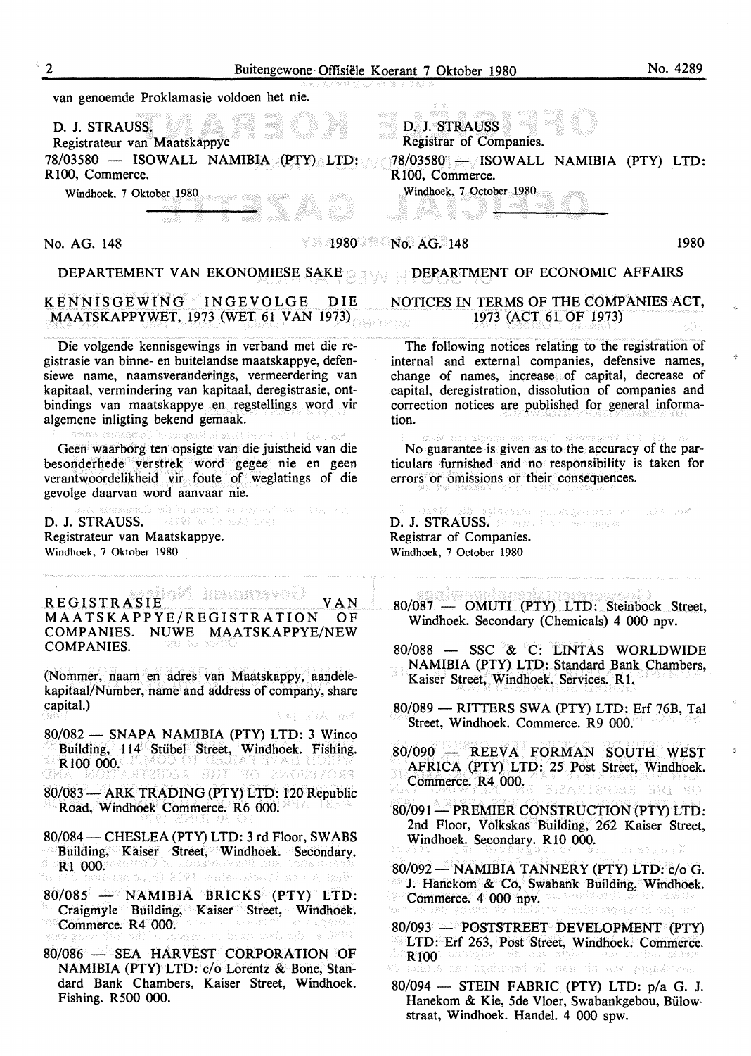van genoemde Proklamasie voldoen het nie.

D. J. STRAUSS.
Registrateur van Maatskappye
78/03580 — ISOWALL NAMIBIA (PTY) LTD: R100, Commerce.
Windhoek, 7 Oktober 1980

D. J. STRAUSS
Registrar of Companies.
78/03580 — ISOWALL NAMIBIA (PTY) LTD: R100, Commerce.
Windhoek, 7 October 1980

No. AG. 148 1980

## DEPARTEMENT VAN EKONOMIESE SAKE

### KENNISGEWING INGEVOLGE DIE MAATSKAPPYWET, 1973 (WET 61 VAN 1973)

Die volgende kennisgewings in verband met die registrasie van binne- en buitelandse maatskappye, defensiewe name, naamsveranderings, vermeerdering van kapitaal, vermindering van kapitaal, deregistrasie, ontbindings van maatskappye en regstellings word vir algemene inligting bekend gemaak.

Geen waarborg ten opsigte van die juistheid van die besonderhede verstrek word gegee nie en geen verantwoordelikheid vir foute of weglatings of die gevolge daarvan word aanvaar nie.

D. J. STRAUSS.
Registrateur van Maatskappye.
Windhoek, 7 Oktober 1980

No. AG. 148 1980

## DEPARTMENT OF ECONOMIC AFFAIRS

### NOTICES IN TERMS OF THE COMPANIES ACT, 1973 (ACT 61 OF 1973)

The following notices relating to the registration of internal and external companies, defensive names, change of names, increase of capital, decrease of capital, deregistration, dissolution of companies and correction notices are published for general information.

No guarantee is given as to the accuracy of the particulars furnished and no responsibility is taken for errors or omissions or their consequences.

D. J. STRAUSS.
Registrar of Companies.
Windhoek, 7 October 1980

### REGISTRASIE VAN MAATSKAPPYE/REGISTRATION OF COMPANIES. NUWE MAATSKAPPYE/NEW COMPANIES.

(Nommer, naam en adres van Maatskappy, aandelekapitaal/Number, name and address of company, share capital.)

80/082 — SNAPA NAMIBIA (PTY) LTD: 3 Winco Building, 114 Stübel Street, Windhoek. Fishing. R100 000.

80/083 — ARK TRADING (PTY) LTD: 120 Republic Road, Windhoek Commerce. R6 000.

80/084 — CHESLEA (PTY) LTD: 3 rd Floor, SWABS Building, Kaiser Street, Windhoek. Secondary. R1 000.

80/085 — NAMIBIA BRICKS (PTY) LTD: Craigmyle Building, Kaiser Street, Windhoek. Commerce. R4 000.

80/086 — SEA HARVEST CORPORATION OF NAMIBIA (PTY) LTD: c/o Lorentz & Bone, Standard Bank Chambers, Kaiser Street, Windhoek. Fishing. R500 000.

80/087 — OMUTI (PTY) LTD: Steinbock Street, Windhoek. Secondary (Chemicals) 4 000 npv.

80/088 — SSC & C: LINTAS WORLDWIDE NAMIBIA (PTY) LTD: Standard Bank Chambers, Kaiser Street, Windhoek. Services. R1.

80/089 — RITTERS SWA (PTY) LTD: Erf 76B, Tal Street, Windhoek. Commerce. R9 000.

80/090 — REEVA FORMAN SOUTH WEST AFRICA (PTY) LTD: 25 Post Street, Windhoek. Commerce. R4 000.

80/091 — PREMIER CONSTRUCTION (PTY) LTD: 2nd Floor, Volkskas Building, 262 Kaiser Street, Windhoek. Secondary. R10 000.

80/092 — NAMIBIA TANNERY (PTY) LTD: c/o G. J. Hanekom & Co, Swabank Building, Windhoek. Commerce. 4 000 npv.

80/093 — POSTSTREET DEVELOPMENT (PTY) LTD: Erf 263, Post Street, Windhoek. Commerce. R100

80/094 — STEIN FABRIC (PTY) LTD: p/a G. J. Hanekom & Kie, 5de Vloer, Swabankgebou, Bülowstraat, Windhoek. Handel. 4 000 spw.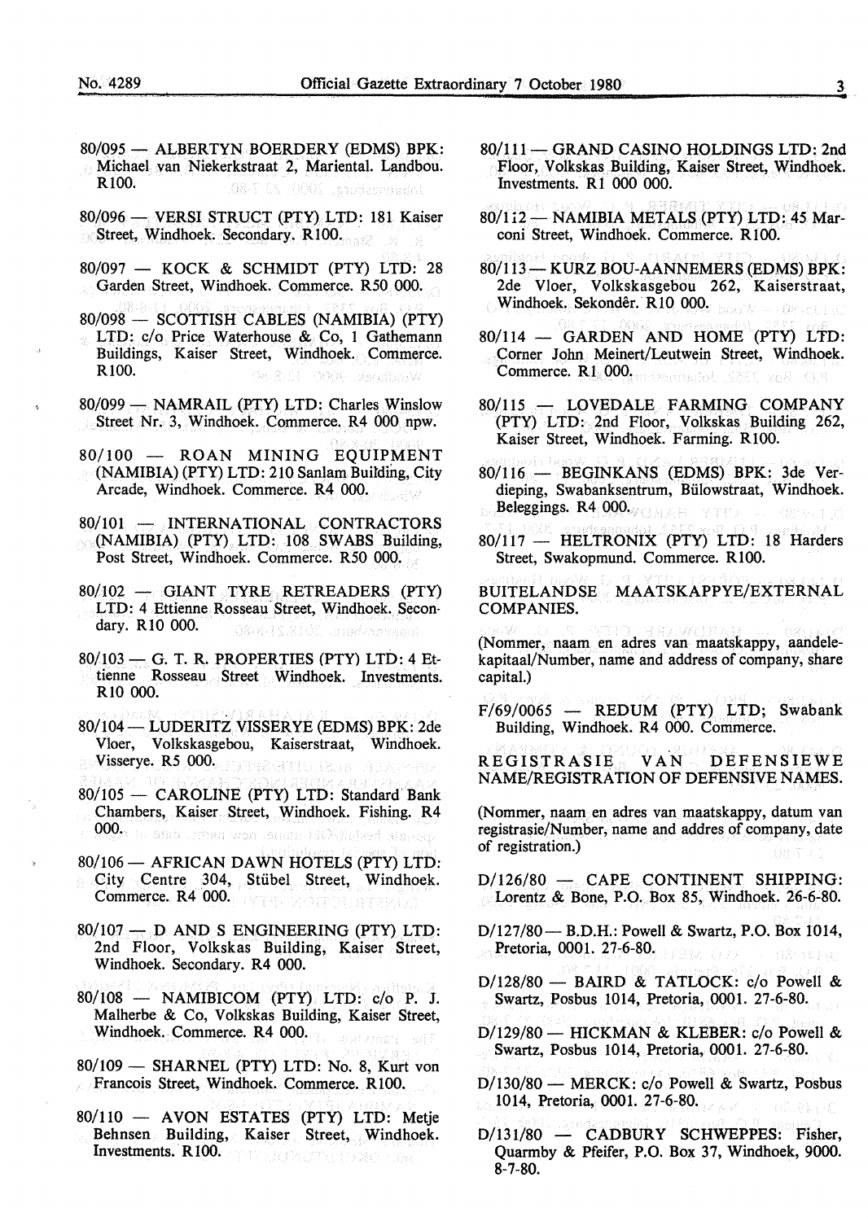80/095 — ALBERTYN BOERDERY (EDMS) BPK: Michael van Niekerkstraat 2, Mariental. Landbou. R100.

80/096 — VERSI STRUCT (PTY) LTD: 181 Kaiser Street, Windhoek. Secondary. R100.

80/097 — KOCK & SCHMIDT (PTY) LTD: 28 Garden Street, Windhoek. Commerce. R50 000.

80/098 — SCOTTISH CABLES (NAMIBIA) (PTY) LTD: c/o Price Waterhouse & Co, 1 Gathemann Buildings, Kaiser Street, Windhoek. Commerce. R100.

80/099 — NAMRAIL (PTY) LTD: Charles Winslow Street Nr. 3, Windhoek. Commerce. R4 000 npw.

80/100 — ROAN MINING EQUIPMENT (NAMIBIA) (PTY) LTD: 210 Sanlam Building, City Arcade, Windhoek. Commerce. R4 000.

80/101 — INTERNATIONAL CONTRACTORS (NAMIBIA) (PTY) LTD: 108 SWABS Building, Post Street, Windhoek. Commerce. R50 000.

80/102 — GIANT TYRE RETREADERS (PTY) LTD: 4 Ettienne Rosseau Street, Windhoek. Secondary. R10 000.

80/103 — G. T. R. PROPERTIES (PTY) LTD: 4 Ettienne Rosseau Street Windhoek. Investments. R10 000.

80/104 — LUDERITZ VISSERYE (EDMS) BPK: 2de Vloer, Volkskasgebou, Kaiserstraat, Windhoek. Visserye. R5 000.

80/105 — CAROLINE (PTY) LTD: Standard Bank Chambers, Kaiser Street, Windhoek. Fishing. R4 000.

80/106 — AFRICAN DAWN HOTELS (PTY) LTD: City Centre 304, Stübel Street, Windhoek. Commerce. R4 000.

80/107 — D AND S ENGINEERING (PTY) LTD: 2nd Floor, Volkskas Building, Kaiser Street, Windhoek. Secondary. R4 000.

80/108 — NAMIBICOM (PTY) LTD: c/o P. J. Malherbe & Co, Volkskas Building, Kaiser Street, Windhoek. Commerce. R4 000.

80/109 — SHARNEL (PTY) LTD: No. 8, Kurt von Francois Street, Windhoek. Commerce. R100.

80/110 — AVON ESTATES (PTY) LTD: Metje Behnsen Building, Kaiser Street, Windhoek. Investments. R100.

80/111 — GRAND CASINO HOLDINGS LTD: 2nd Floor, Volkskas Building, Kaiser Street, Windhoek. Investments. R1 000 000.

80/112 — NAMIBIA METALS (PTY) LTD: 45 Marconi Street, Windhoek. Commerce. R100.

80/113 — KURZ BOU-AANNEMERS (EDMS) BPK: 2de Vloer, Volkskasgebou 262, Kaiserstraat, Windhoek. Sekondêr. R10 000.

80/114 — GARDEN AND HOME (PTY) LTD: Corner John Meinert/Leutwein Street, Windhoek. Commerce. R1 000.

80/115 — LOVEDALE FARMING COMPANY (PTY) LTD: 2nd Floor, Volkskas Building 262, Kaiser Street, Windhoek. Farming. R100.

80/116 — BEGINKANS (EDMS) BPK: 3de Verdieping, Swabanksentrum, Bülowstraat, Windhoek. Beleggings. R4 000.

80/117 — HELTRONIX (PTY) LTD: 18 Harders Street, Swakopmund. Commerce. R100.

## BUITELANDSE MAATSKAPPYE/EXTERNAL COMPANIES.

(Nommer, naam en adres van maatskappy, aandelekapitaal/Number, name and address of company, share capital.)

F/69/0065 — REDUM (PTY) LTD; Swabank Building, Windhoek. R4 000. Commerce.

## REGISTRASIE VAN DEFENSIEWE NAME/REGISTRATION OF DEFENSIVE NAMES.

(Nommer, naam en adres van maatskappy, datum van registrasie/Number, name and addres of company, date of registration.)

D/126/80 — CAPE CONTINENT SHIPPING: Lorentz & Bone, P.O. Box 85, Windhoek. 26-6-80.

D/127/80 — B.D.H.: Powell & Swartz, P.O. Box 1014, Pretoria, 0001. 27-6-80.

D/128/80 — BAIRD & TATLOCK: c/o Powell & Swartz, Posbus 1014, Pretoria, 0001. 27-6-80.

D/129/80 — HICKMAN & KLEBER: c/o Powell & Swartz, Posbus 1014, Pretoria, 0001. 27-6-80.

D/130/80 — MERCK: c/o Powell & Swartz, Posbus 1014, Pretoria, 0001. 27-6-80.

D/131/80 — CADBURY SCHWEPPES: Fisher, Quarmby & Pfeifer, P.O. Box 37, Windhoek, 9000. 8-7-80.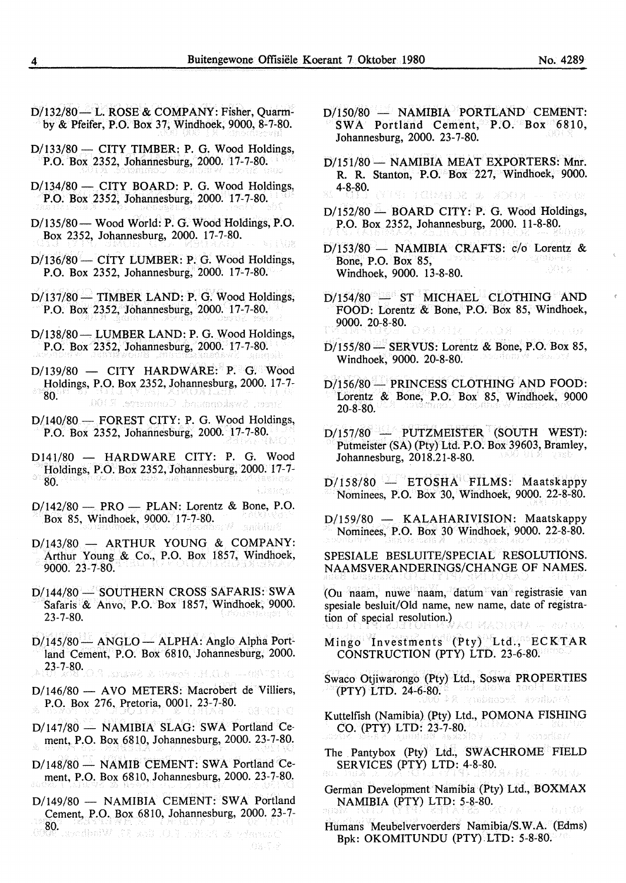D/132/80 — L. ROSE & COMPANY: Fisher, Quarmby & Pfeifer, P.O. Box 37, Windhoek, 9000, 8-7-80.

D/133/80 — CITY TIMBER: P. G. Wood Holdings, P.O. Box 2352, Johannesburg, 2000. 17-7-80.

D/134/80 — CITY BOARD: P. G. Wood Holdings, P.O. Box 2352, Johannesburg, 2000. 17-7-80.

D/135/80 — Wood World: P. G. Wood Holdings, P.O. Box 2352, Johannesburg, 2000. 17-7-80.

D/136/80 — CITY LUMBER: P. G. Wood Holdings, P.O. Box 2352, Johannesburg, 2000. 17-7-80.

D/137/80 — TIMBER LAND: P. G. Wood Holdings, P.O. Box 2352, Johannesburg, 2000. 17-7-80.

D/138/80 — LUMBER LAND: P. G. Wood Holdings, P.O. Box 2352, Johannesburg, 2000. 17-7-80.

D/139/80 — CITY HARDWARE: P. G. Wood Holdings, P.O. Box 2352, Johannesburg, 2000. 17-7-80.

D/140/80 — FOREST CITY: P. G. Wood Holdings, P.O. Box 2352, Johannesburg, 2000. 17-7-80.

D141/80 — HARDWARE CITY: P. G. Wood Holdings, P.O. Box 2352, Johannesburg, 2000. 17-7-80.

D/142/80 — PRO — PLAN: Lorentz & Bone, P.O. Box 85, Windhoek, 9000. 17-7-80.

D/143/80 — ARTHUR YOUNG & COMPANY: Arthur Young & Co., P.O. Box 1857, Windhoek, 9000. 23-7-80.

D/144/80 — SOUTHERN CROSS SAFARIS: SWA Safaris & Anvo, P.O. Box 1857, Windhoek, 9000. 23-7-80.

D/145/80 — ANGLO — ALPHA: Anglo Alpha Portland Cement, P.O. Box 6810, Johannesburg, 2000. 23-7-80.

D/146/80 — AVO METERS: Macrobert de Villiers, P.O. Box 276, Pretoria, 0001. 23-7-80.

D/147/80 — NAMIBIA SLAG: SWA Portland Cement, P.O. Box 6810, Johannesburg, 2000. 23-7-80.

D/148/80 — NAMIB CEMENT: SWA Portland Cement, P.O. Box 6810, Johannesburg, 2000. 23-7-80.

D/149/80 — NAMIBIA CEMENT: SWA Portland Cement, P.O. Box 6810, Johannesburg, 2000. 23-7-80.

D/150/80 — NAMIBIA PORTLAND CEMENT: SWA Portland Cement, P.O. Box 6810, Johannesburg, 2000. 23-7-80.

D/151/80 — NAMIBIA MEAT EXPORTERS: Mnr. R. R. Stanton, P.O. Box 227, Windhoek, 9000. 4-8-80.

D/152/80 — BOARD CITY: P. G. Wood Holdings, P.O. Box 2352, Johannesburg, 2000. 11-8-80.

D/153/80 — NAMIBIA CRAFTS: c/o Lorentz & Bone, P.O. Box 85, Windhoek, 9000. 13-8-80.

D/154/80 — ST MICHAEL CLOTHING AND FOOD: Lorentz & Bone, P.O. Box 85, Windhoek, 9000. 20-8-80.

D/155/80 — SERVUS: Lorentz & Bone, P.O. Box 85, Windhoek, 9000. 20-8-80.

D/156/80 — PRINCESS CLOTHING AND FOOD: Lorentz & Bone, P.O. Box 85, Windhoek, 9000 20-8-80.

D/157/80 — PUTZMEISTER (SOUTH WEST): Putmeister (SA) (Pty) Ltd. P.O. Box 39603, Bramley, Johannesburg, 2018.21-8-80.

D/158/80 — ETOSHA FILMS: Maatskappy Nominees, P.O. Box 30, Windhoek, 9000. 22-8-80.

D/159/80 — KALAHARIVISION: Maatskappy Nominees, P.O. Box 30 Windhoek, 9000. 22-8-80.

SPESIALE BESLUITE/SPECIAL RESOLUTIONS. NAAMSVERANDERINGS/CHANGE OF NAMES.

(Ou naam, nuwe naam, datum van registrasie van spesiale besluit/Old name, new name, date of registration of special resolution.)

Mingo Investments (Pty) Ltd., ECKTAR CONSTRUCTION (PTY) LTD. 23-6-80.

Swaco Otjiwarongo (Pty) Ltd., Soswa PROPERTIES (PTY) LTD. 24-6-80.

Kuttelfish (Namibia) (Pty) Ltd., POMONA FISHING CO. (PTY) LTD: 23-7-80.

The Pantybox (Pty) Ltd., SWACHROME FIELD SERVICES (PTY) LTD: 4-8-80.

German Development Namibia (Pty) Ltd., BOXMAX NAMIBIA (PTY) LTD: 5-8-80.

Humans Meubelvervoerders Namibia/S.W.A. (Edms) Bpk: OKOMITUNDU (PTY) LTD: 5-8-80.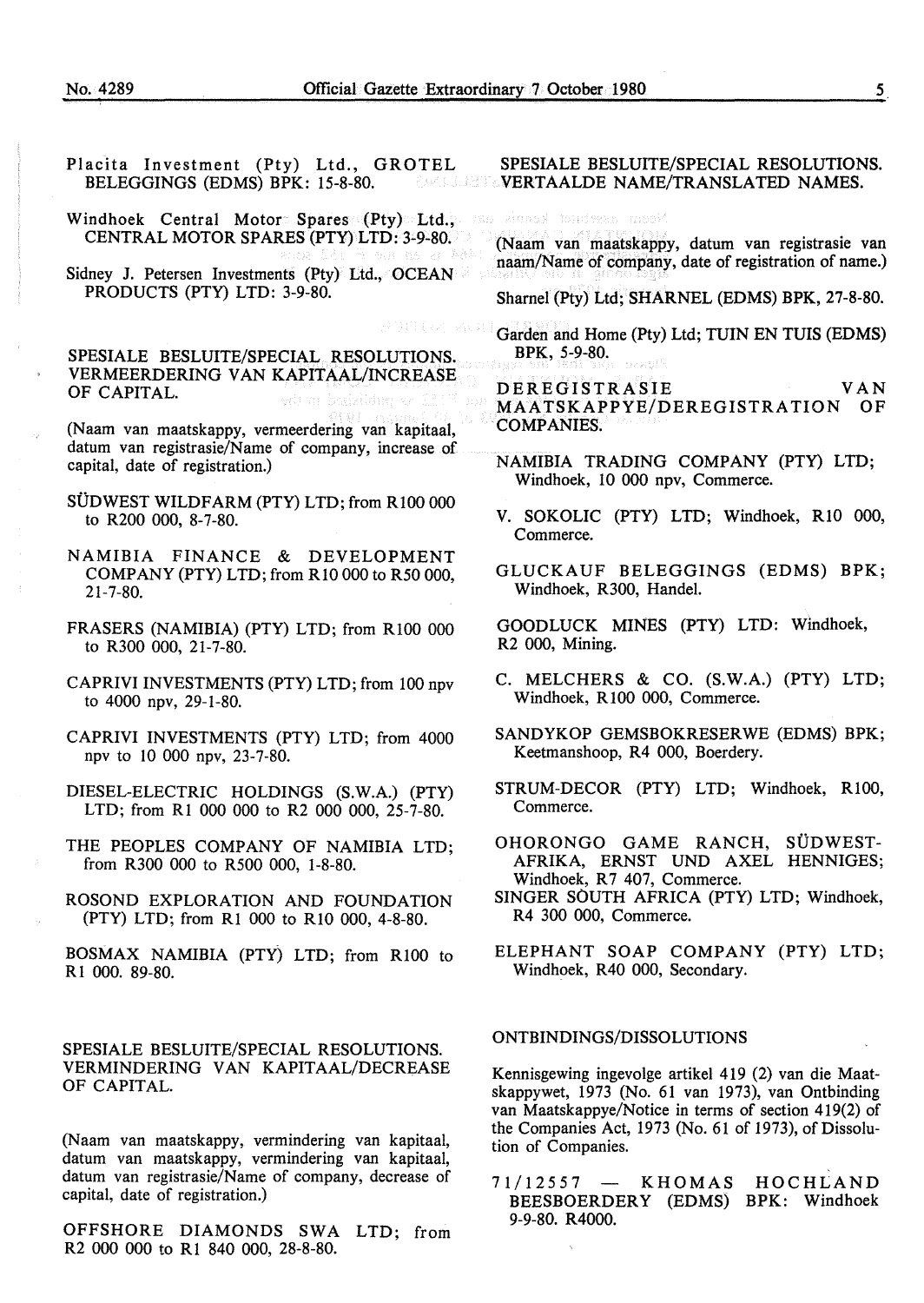Placita Investment (Pty) Ltd., GROTEL BELEGGINGS (EDMS) BPK: 15-8-80.

Windhoek Central Motor Spares (Pty) Ltd., CENTRAL MOTOR SPARES (PTY) LTD: 3-9-80.

Sidney J. Petersen Investments (Pty) Ltd., OCEAN PRODUCTS (PTY) LTD: 3-9-80.

## SPESIALE BESLUITE/SPECIAL RESOLUTIONS. VERMEERDERING VAN KAPITAAL/INCREASE OF CAPITAL.

(Naam van maatskappy, vermeerdering van kapitaal, datum van registrasie/Name of company, increase of capital, date of registration.)

SÜDWEST WILDFARM (PTY) LTD; from R100 000 to R200 000, 8-7-80.

NAMIBIA FINANCE & DEVELOPMENT COMPANY (PTY) LTD; from R10 000 to R50 000, 21-7-80.

FRASERS (NAMIBIA) (PTY) LTD; from R100 000 to R300 000, 21-7-80.

CAPRIVI INVESTMENTS (PTY) LTD; from 100 npv to 4000 npv, 29-1-80.

CAPRIVI INVESTMENTS (PTY) LTD; from 4000 npv to 10 000 npv, 23-7-80.

DIESEL-ELECTRIC HOLDINGS (S.W.A.) (PTY) LTD; from R1 000 000 to R2 000 000, 25-7-80.

THE PEOPLES COMPANY OF NAMIBIA LTD; from R300 000 to R500 000, 1-8-80.

ROSOND EXPLORATION AND FOUNDATION (PTY) LTD; from R1 000 to R10 000, 4-8-80.

BOSMAX NAMIBIA (PTY) LTD; from R100 to R1 000. 89-80.

## SPESIALE BESLUITE/SPECIAL RESOLUTIONS. VERMINDERING VAN KAPITAAL/DECREASE OF CAPITAL.

(Naam van maatskappy, vermindering van kapitaal, datum van maatskappy, vermindering van kapitaal, datum van registrasie/Name of company, decrease of capital, date of registration.)

OFFSHORE DIAMONDS SWA LTD; from R2 000 000 to R1 840 000, 28-8-80.

## SPESIALE BESLUITE/SPECIAL RESOLUTIONS. VERTAALDE NAME/TRANSLATED NAMES.

(Naam van maatskappy, datum van registrasie van naam/Name of company, date of registration of name.)

Sharnel (Pty) Ltd; SHARNEL (EDMS) BPK, 27-8-80.

Garden and Home (Pty) Ltd; TUIN EN TUIS (EDMS) BPK, 5-9-80.

## DEREGISTRASIE VAN MAATSKAPPYE/DEREGISTRATION OF COMPANIES.

NAMIBIA TRADING COMPANY (PTY) LTD; Windhoek, 10 000 npv, Commerce.

V. SOKOLIC (PTY) LTD; Windhoek, R10 000, Commerce.

GLUCKAUF BELEGGINGS (EDMS) BPK; Windhoek, R300, Handel.

GOODLUCK MINES (PTY) LTD: Windhoek, R2 000, Mining.

C. MELCHERS & CO. (S.W.A.) (PTY) LTD; Windhoek, R100 000, Commerce.

SANDYKOP GEMSBOKRESERWE (EDMS) BPK; Keetmanshoop, R4 000, Boerdery.

STRUM-DECOR (PTY) LTD; Windhoek, R100, Commerce.

OHORONGO GAME RANCH, SÜDWEST-AFRIKA, ERNST UND AXEL HENNIGES; Windhoek, R7 407, Commerce.

SINGER SOUTH AFRICA (PTY) LTD; Windhoek, R4 300 000, Commerce.

ELEPHANT SOAP COMPANY (PTY) LTD; Windhoek, R40 000, Secondary.

## ONTBINDINGS/DISSOLUTIONS

Kennisgewing ingevolge artikel 419 (2) van die Maatskappywet, 1973 (No. 61 van 1973), van Ontbinding van Maatskappye/Notice in terms of section 419(2) of the Companies Act, 1973 (No. 61 of 1973), of Dissolution of Companies.

71/12557 — KHOMAS HOCHLAND BEESBOERDERY (EDMS) BPK: Windhoek 9-9-80. R4000.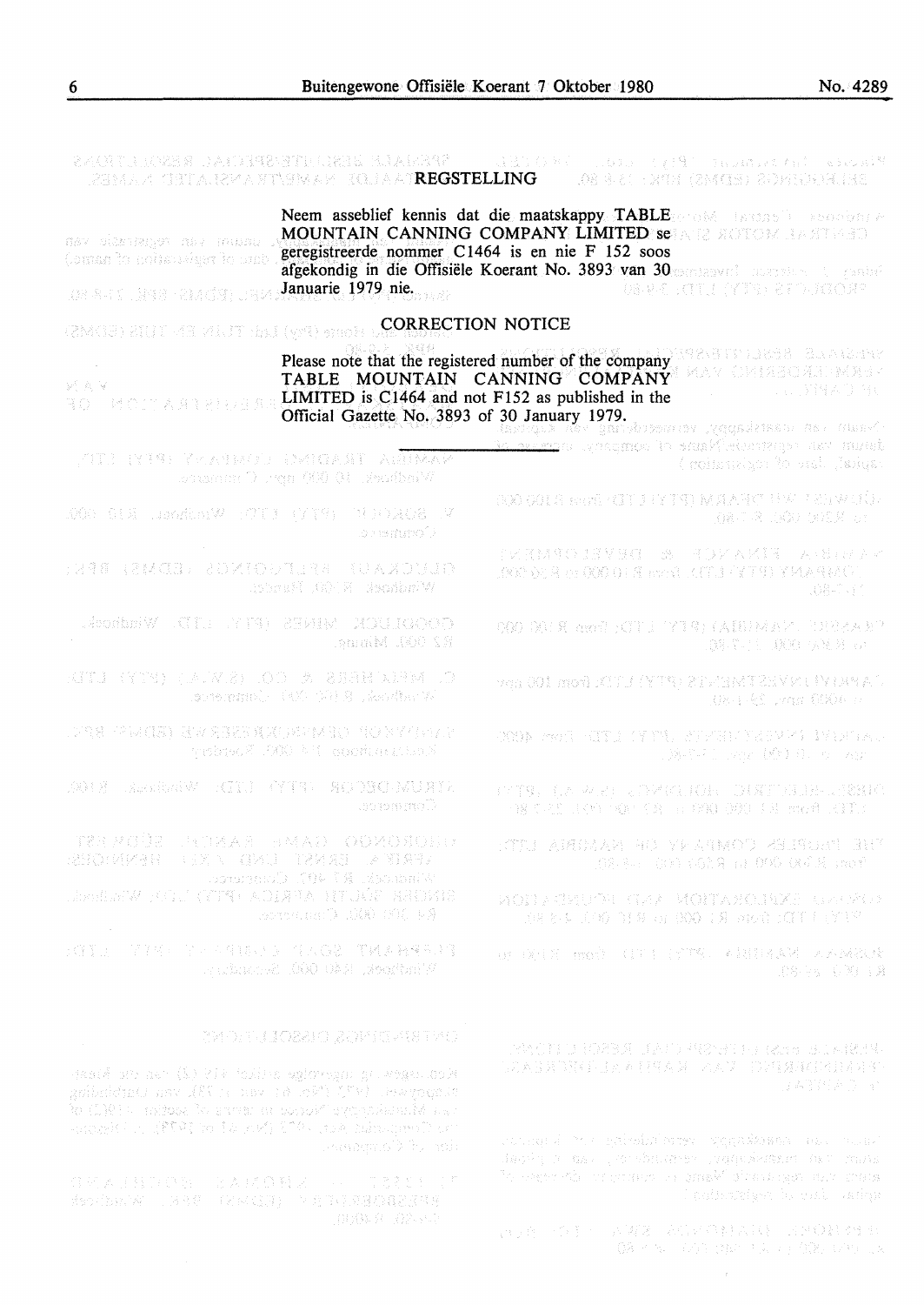# REGSTELLING

Neem asseblief kennis dat die maatskappy TABLE MOUNTAIN CANNING COMPANY LIMITED se geregistreerde nommer C1464 is en nie F 152 soos afgekondig in die Offisiële Koerant No. 3893 van 30 Januarie 1979 nie.

# CORRECTION NOTICE

Please note that the registered number of the company TABLE MOUNTAIN CANNING COMPANY LIMITED is C1464 and not F152 as published in the Official Gazette No. 3893 of 30 January 1979.